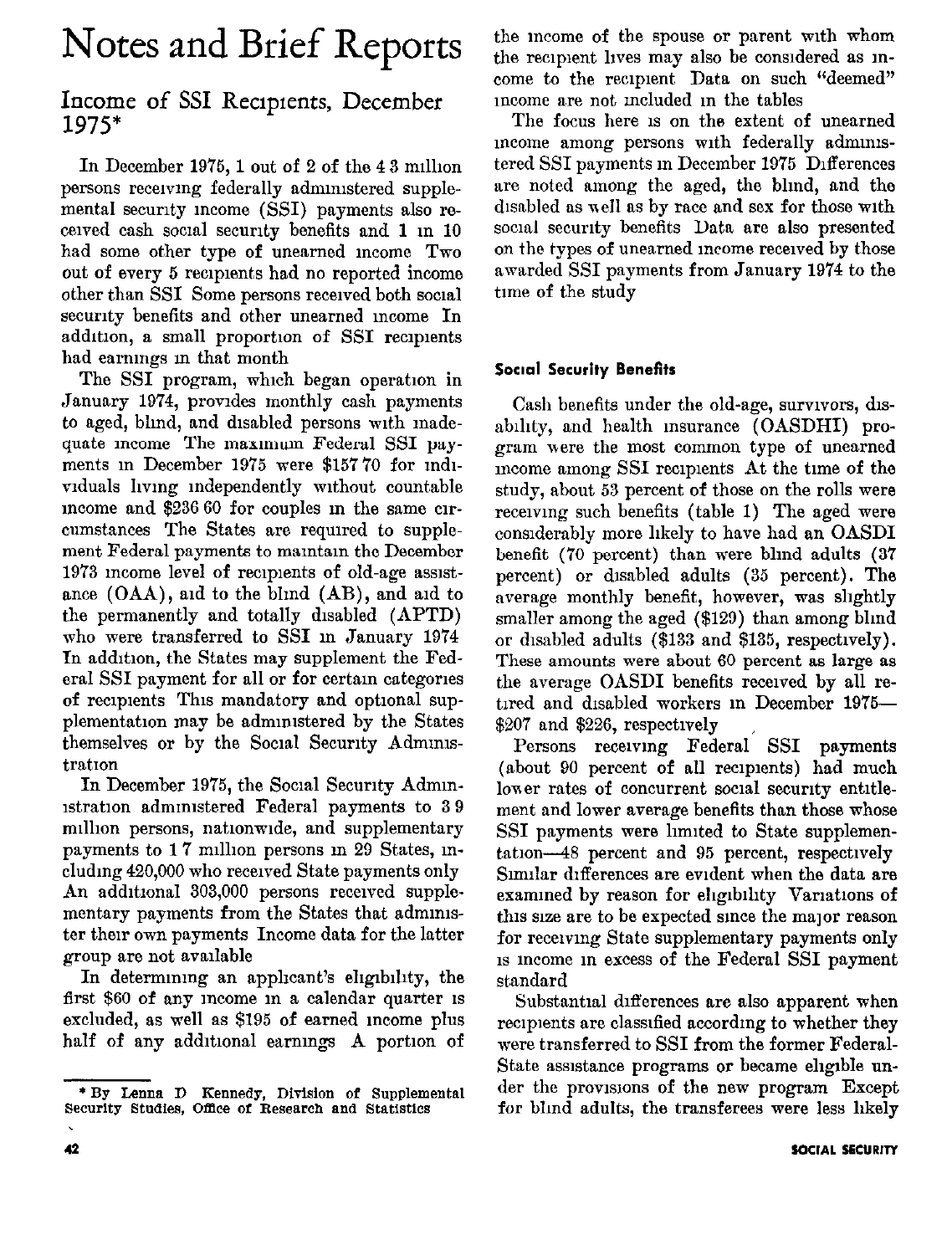# Notes and Brief Reports

## Income of SSI Recipients, December 1975*

In December 1975, 1 out of 2 of the 4.3 million persons receiving federally administered supplemental security income (SSI) payments also received cash social security benefits and 1 in 10 had some other type of unearned income. Two out of every 5 recipients had no reported income other than SSI. Some persons received both social security benefits and other unearned income. In addition, a small proportion of SSI recipients had earnings in that month.

The SSI program, which began operation in January 1974, provides monthly cash payments to aged, blind, and disabled persons with inadequate income. The maximum Federal SSI payments in December 1975 were $157.70 for individuals living independently without countable income and $236.60 for couples in the same circumstances. The States are required to supplement Federal payments to maintain the December 1973 income level of recipients of old-age assistance (OAA), aid to the blind (AB), and aid to the permanently and totally disabled (APTD) who were transferred to SSI in January 1974. In addition, the States may supplement the Federal SSI payment for all or for certain categories of recipients. This mandatory and optional supplementation may be administered by the States themselves or by the Social Security Administration.

In December 1975, the Social Security Administration administered Federal payments to 3.9 million persons, nationwide, and supplementary payments to 1.7 million persons in 29 States, including 420,000 who received State payments only. An additional 303,000 persons received supplementary payments from the States that administer their own payments. Income data for the latter group are not available.

In determining an applicant's eligibility, the first $60 of any income in a calendar quarter is excluded, as well as $195 of earned income plus half of any additional earnings. A portion of the income of the spouse or parent with whom the recipient lives may also be considered as income to the recipient. Data on such "deemed" income are not included in the tables.

The focus here is on the extent of unearned income among persons with federally administered SSI payments in December 1975. Differences are noted among the aged, the blind, and the disabled as well as by race and sex for those with social security benefits. Data are also presented on the types of unearned income received by those awarded SSI payments from January 1974 to the time of the study.

### Social Security Benefits

Cash benefits under the old-age, survivors, disability, and health insurance (OASDHI) program were the most common type of unearned income among SSI recipients. At the time of the study, about 53 percent of those on the rolls were receiving such benefits (table 1). The aged were considerably more likely to have had an OASDI benefit (70 percent) than were blind adults (37 percent) or disabled adults (35 percent). The average monthly benefit, however, was slightly smaller among the aged ($129) than among blind or disabled adults ($133 and $135, respectively). These amounts were about 60 percent as large as the average OASDI benefits received by all retired and disabled workers in December 1975—$207 and $226, respectively.

Persons receiving Federal SSI payments (about 90 percent of all recipients) had much lower rates of concurrent social security entitlement and lower average benefits than those whose SSI payments were limited to State supplementation—48 percent and 95 percent, respectively. Similar differences are evident when the data are examined by reason for eligibility. Variations of this size are to be expected since the major reason for receiving State supplementary payments only is income in excess of the Federal SSI payment standard.

Substantial differences are also apparent when recipients are classified according to whether they were transferred to SSI from the former Federal-State assistance programs or became eligible under the provisions of the new program. Except for blind adults, the transferees were less likely

---

* By Lenna D. Kennedy, Division of Supplemental Security Studies, Office of Research and Statistics.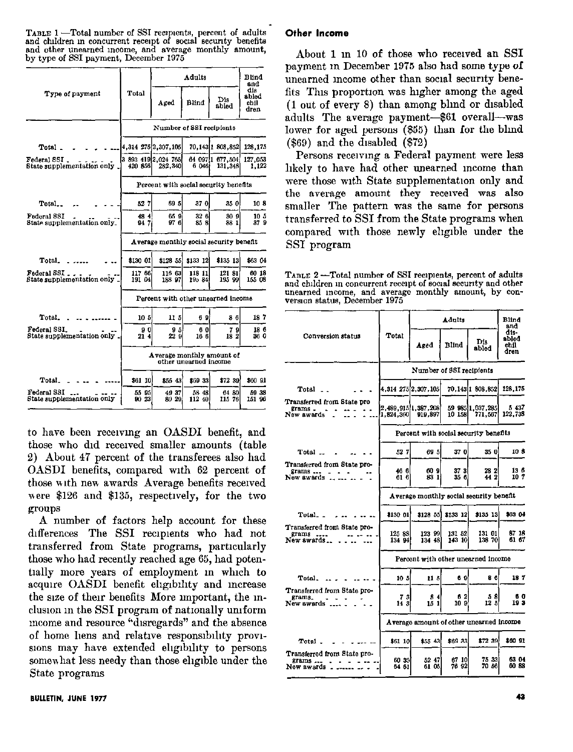TABLE 1—Total number of SSI recipients, percent of adults and children in concurrent receipt of social security benefits and other unearned income, and average monthly amount, by type of SSI payment, December 1975

| Type of payment | Total | Adults | | | Blind and disabled children |
|---|---|---|---|---|---|
| | | Aged | Blind | Disabled | |
| | Number of SSI recipients | | | | |
| Total | 4,314 275 | 2,307,105 | 70,143 | 1 808,852 | 128,175 |
| Federal SSI | 3 893 419 | 2,024 765 | 64 097 | 1 677,504 | 127,053 |
| State supplementation only | 420 856 | 282,340 | 6 046 | 131,348 | 1,122 |
| | Percent with social security benefits | | | | |
| Total | 52 7 | 69 5 | 37 0 | 35 0 | 10 8 |
| Federal SSI | 48 4 | 65 9 | 32 6 | 30 9 | 10 5 |
| State supplementation only | 94 7 | 97 6 | 85 8 | 88 1 | 37 9 |
| | Average monthly social security benefit | | | | |
| Total | $130 01 | $128 55 | $133 12 | $135 13 | $63 04 |
| Federal SSI | 117 66 | 116 63 | 118 11 | 121 81 | 60 18 |
| State supplementation only | 191 04 | 188 97 | 195 84 | 195 99 | 155 08 |
| | Percent with other unearned income | | | | |
| Total | 10 5 | 11 5 | 6 9 | 8 6 | 18 7 |
| Federal SSI | 9 0 | 9 5 | 6 0 | 7 9 | 18 6 |
| State supplementation only | 21 4 | 22 9 | 16 6 | 18 2 | 36 0 |
| | Average monthly amount of other unearned income | | | | |
| Total | $61 10 | $55 43 | $69 33 | $72 39 | $60 91 |
| Federal SSI | 55 95 | 49 37 | 58 48 | 64 80 | 59 38 |
| State supplementation only | 90 23 | 80 29 | 112 40 | 115 76 | 151 96 |

to have been receiving an OASDI benefit, and those who did received smaller amounts (table 2) About 47 percent of the transferees also had OASDI benefits, compared with 62 percent of those with new awards Average benefits received were $126 and $135, respectively, for the two groups

A number of factors help account for these differences The SSI recipients who had not transferred from State programs, particularly those who had recently reached age 65, had potentially more years of employment in which to acquire OASDI benefit eligibility and increase the size of their benefits More important, the inclusion in the SSI program of nationally uniform income and resource "disregards" and the absence of home liens and relative responsibility provisions may have extended eligibility to persons somewhat less needy than those eligible under the State programs

## Other Income

About 1 in 10 of those who received an SSI payment in December 1975 also had some type of unearned income other than social security benefits This proportion was higher among the aged (1 out of every 8) than among blind or disabled adults The average payment—$61 overall—was lower for aged persons ($55) than for the blind ($69) and the disabled ($72)

Persons receiving a Federal payment were less likely to have had other unearned income than were those with State supplementation only and the average amount they received was also smaller The pattern was the same for persons transferred to SSI from the State programs when compared with those newly eligible under the SSI program

TABLE 2—Total number of SSI recipients, percent of adults and children in concurrent receipt of social security and other unearned income, and average monthly amount, by conversion status, December 1975

| Conversion status | Total | Adults | | | Blind and disabled children |
|---|---|---|---|---|---|
| | | Aged | Blind | Disabled | |
| | Number of SSI recipients | | | | |
| Total | 4,314 275 | 2,307,105 | 70,143 | 1 808,852 | 128,175 |
| Transferred from State programs | 2,489,915 | 1,387,208 | 59 985 | 1,037,285 | 5 437 |
| New awards | 1,824,360 | 919,897 | 10 158 | 771,567 | 122,738 |
| | Percent with social security benefits | | | | |
| Total | 52 7 | 69 5 | 37 0 | 35 0 | 10 8 |
| Transferred from State programs | 46 6 | 60 9 | 37 3 | 28 2 | 13 6 |
| New awards | 61 6 | 83 1 | 35 6 | 44 2 | 10 7 |
| | Average monthly social security benefit | | | | |
| Total | $130 01 | $128 55 | $133 12 | $135 13 | $63 04 |
| Transferred from State programs | 125 88 | 123 99 | 131 52 | 131 01 | 87 18 |
| New awards | 134 94 | 134 48 | 143 10 | 138 70 | 61 67 |
| | Percent with other unearned income | | | | |
| Total | 10 5 | 11 5 | 6 9 | 8 6 | 18 7 |
| Transferred from State programs | 7 3 | 8 4 | 6 2 | 5 8 | 6 0 |
| New awards | 14 3 | 15 1 | 10 9 | 12 5 | 19 3 |
| | Average amount of other unearned income | | | | |
| Total | $61 10 | $55 43 | $69 33 | $72 39 | $60 91 |
| Transferred from State programs | 60 35 | 52 47 | 67 10 | 75 33 | 63 04 |
| New awards | 64 61 | 61 05 | 76 92 | 70 56 | 60 88 |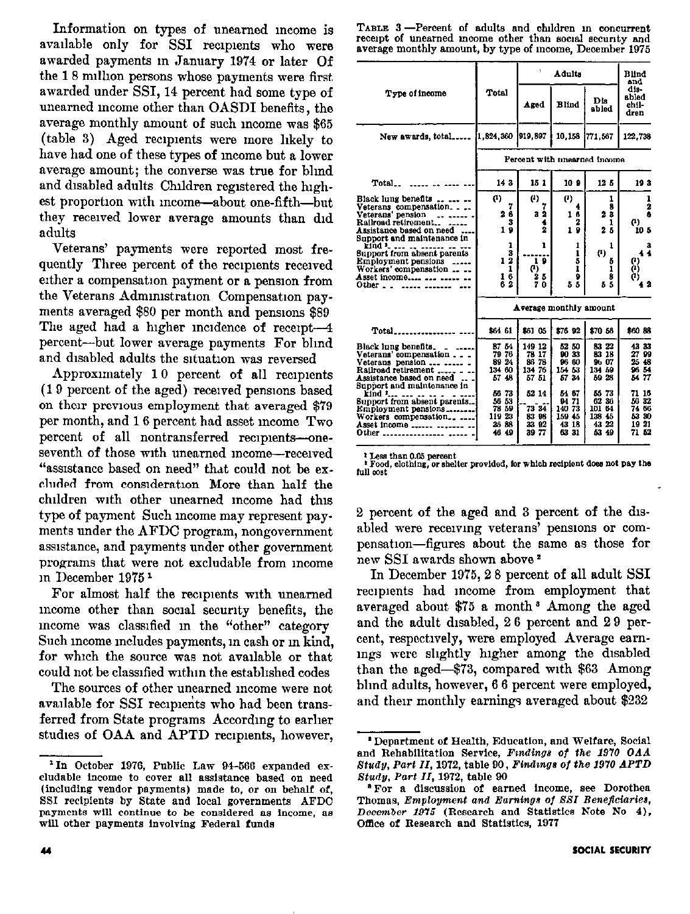Information on types of unearned income is available only for SSI recipients who were awarded payments in January 1974 or later. Of the 1.8 million persons whose payments were first awarded under SSI, 14 percent had some type of unearned income other than OASDI benefits; the average monthly amount of such income was $65 (table 3). Aged recipients were more likely to have had one of these types of income but a lower average amount; the converse was true for blind and disabled adults. Children registered the highest proportion with income—about one-fifth—but they received lower average amounts than did adults.

Veterans' payments were reported most frequently. Three percent of the recipients received either a compensation payment or a pension from the Veterans Administration. Compensation payments averaged $80 per month and pensions $89. The aged had a higher incidence of receipt—4 percent—but lower average payments. For blind and disabled adults the situation was reversed.

Approximately 1.0 percent of all recipients (1.9 percent of the aged) received pensions based on their previous employment that averaged $79 per month, and 1.6 percent had asset income. Two percent of all nontransferred recipients—one-seventh of those with unearned income—received "assistance based on need" that could not be excluded from consideration. More than half the children with other unearned income had this type of payment. Such income may represent payments under the AFDC program, nongovernment assistance, and payments under other government programs that were not excludable from income in December 1975.[1]

For almost half the recipients with unearned income other than social security benefits, the income was classified in the "other" category. Such income includes payments, in cash or in kind, for which the source was not available or that could not be classified within the established codes.

The sources of other unearned income were not available for SSI recipients who had been transferred from State programs. According to earlier studies of OAA and APTD recipients, however, 2 percent of the aged and 3 percent of the disabled were receiving veterans' pensions or compensation—figures about the same as those for new SSI awards shown above.[2]

In December 1975, 2.8 percent of all adult SSI recipients had income from employment that averaged about $75 a month.[3] Among the aged and the adult disabled, 2.6 percent and 2.9 percent, respectively, were employed. Average earnings were slightly higher among the disabled than the aged—$73, compared with $63. Among blind adults, however, 6.6 percent were employed, and their monthly earnings averaged about $232.

TABLE 3.—Percent of adults and children in concurrent receipt of unearned income other than social security and average monthly amount, by type of income, December 1975

| Type of income | Total | Adults | | | Blind and disabled children |
|---|---|---|---|---|---|
| | | Aged | Blind | Disabled | |
| New awards, total | 1,824,360 | 919,897 | 10,158 | 771,567 | 122,738 |
| | Percent with unearned income | | | | |
| Total | 14.3 | 15.1 | 10.9 | 12.5 | 19.3 |
| Black lung benefits | (1) | (1) | (1) | .1 | .1 |
| Veterans' compensation | .7 | .7 | .4 | .8 | .2 |
| Veterans' pension | 2.6 | 3.2 | 1.6 | 2.3 | .6 |
| Railroad retirement | .3 | .4 | .2 | .1 | (1) |
| Assistance based on need | 1.9 | .2 | 1.9 | 2.5 | 10.5 |
| Support and maintenance in kind [2] | .1 | .1 | .1 | .1 | .3 |
| Support from absent parents | .3 | | .1 | (1) | 4.4 |
| Employment pensions | 1.2 | 1.9 | .5 | .5 | (1) |
| Workers' compensation | .1 | (1) | .1 | .1 | (1) |
| Asset income | 1.6 | 2.5 | .9 | .8 | (1) |
| Other | 6.2 | 7.0 | 5.5 | 5.5 | 4.2 |
| | Average monthly amount | | | | |
| Total | $64.61 | $61.05 | $76.92 | $70.56 | $60.88 |
| Black lung benefits | 87.54 | 149.12 | 52.50 | 83.22 | 43.33 |
| Veterans' compensation | 79.76 | 78.17 | 90.33 | 83.18 | 27.99 |
| Veterans' pension | 89.24 | 86.78 | 96.60 | 96.07 | 25.48 |
| Railroad retirement | 134.60 | 134.76 | 154.53 | 134.59 | 96.54 |
| Assistance based on need | 57.48 | 57.51 | 57.34 | 59.28 | 54.77 |
| Support and maintenance in kind [2] | 56.73 | 52.14 | 54.67 | 55.73 | 71.16 |
| Support from absent parents | 56.53 | | 94.71 | 62.30 | 50.32 |
| Employment pensions | 78.59 | 73.34 | 140.73 | 101.84 | 74.66 |
| Workers' compensation | 119.23 | 83.98 | 159.45 | 138.45 | 53.30 |
| Asset income | 35.88 | 33.92 | 43.18 | 43.22 | 19.21 |
| Other | 46.49 | 39.77 | 63.31 | 53.49 | 71.52 |

[1] Less than 0.05 percent.
[2] Food, clothing, or shelter provided, for which recipient does not pay the full cost.

[1] In October 1976, Public Law 94-566 expanded excludable income to cover all assistance based on need (including vendor payments) made to, or on behalf of, SSI recipients by State and local governments. AFDC payments will continue to be considered as income, as will other payments involving Federal funds.

[2] Department of Health, Education, and Welfare, Social and Rehabilitation Service, *Findings of the 1970 OAA Study, Part II*, 1972, table 90; *Findings of the 1970 APTD Study, Part II*, 1972, table 90.

[3] For a discussion of earned income, see Dorothea Thomas, *Employment and Earnings of SSI Beneficiaries, December 1975* (Research and Statistics Note No. 4), Office of Research and Statistics, 1977.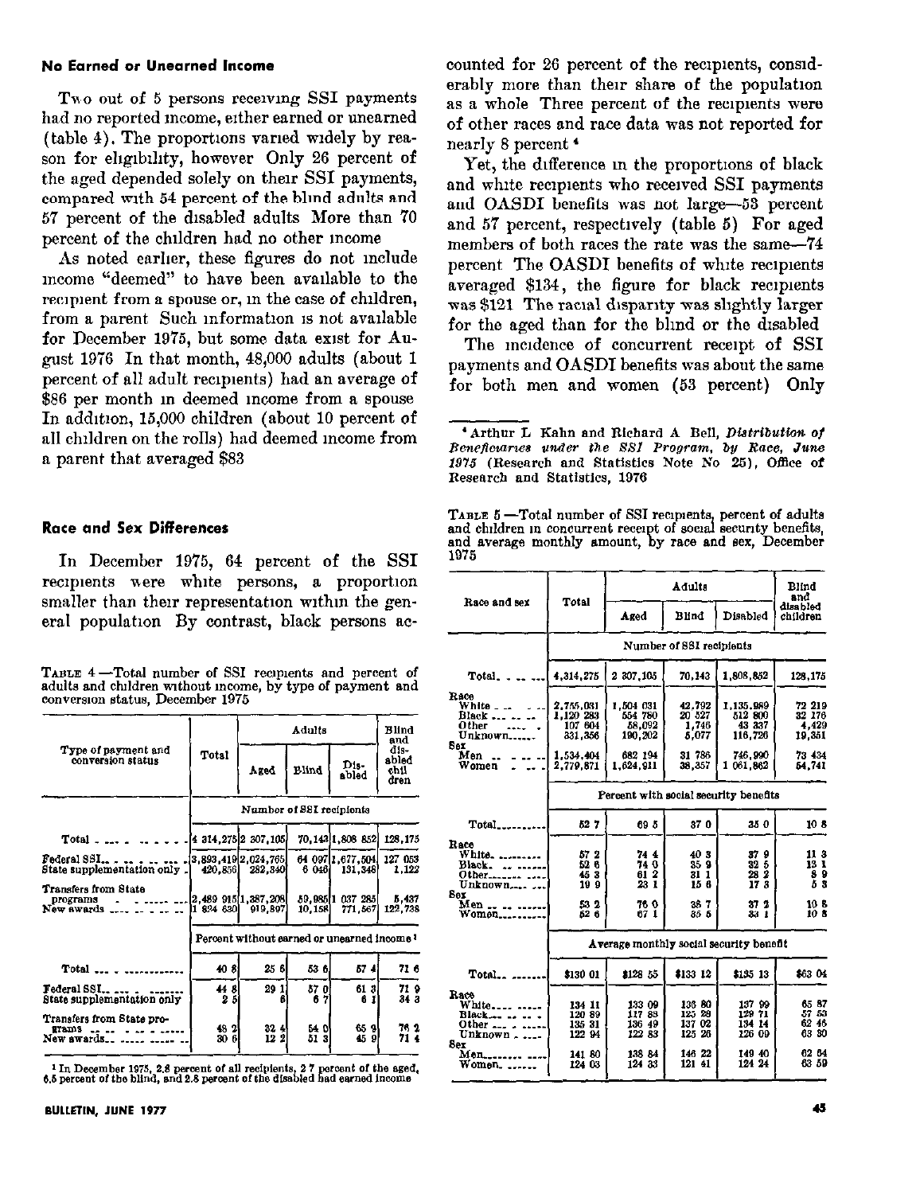## No Earned or Unearned Income

Two out of 5 persons receiving SSI payments had no reported income, either earned or unearned (table 4). The proportions varied widely by reason for eligibility, however Only 26 percent of the aged depended solely on their SSI payments, compared with 54 percent of the blind adults and 57 percent of the disabled adults More than 70 percent of the children had no other income

As noted earlier, these figures do not include income "deemed" to have been available to the recipient from a spouse or, in the case of children, from a parent Such information is not available for December 1975, but some data exist for August 1976 In that month, 48,000 adults (about 1 percent of all adult recipients) had an average of $86 per month in deemed income from a spouse In addition, 15,000 children (about 10 percent of all children on the rolls) had deemed income from a parent that averaged $83

## Race and Sex Differences

In December 1975, 64 percent of the SSI recipients were white persons, a proportion smaller than their representation within the general population By contrast, black persons accounted for 26 percent of the recipients, considerably more than their share of the population as a whole Three percent of the recipients were of other races and race data was not reported for nearly 8 percent[4]

Yet, the difference in the proportions of black and white recipients who received SSI payments and OASDI benefits was not large—53 percent and 57 percent, respectively (table 5) For aged members of both races the rate was the same—74 percent The OASDI benefits of white recipients averaged $134, the figure for black recipients was $121 The racial disparity was slightly larger for the aged than for the blind or the disabled

The incidence of concurrent receipt of SSI payments and OASDI benefits was about the same for both men and women (53 percent) Only

TABLE 4.—Total number of SSI recipients and percent of adults and children without income, by type of payment and conversion status, December 1975

| Type of payment and conversion status | Total | Adults | | | Blind and disabled children |
|---|---|---|---|---|---|
| | | Aged | Blind | Disabled | |
| | Number of SSI recipients | | | | |
| Total | 4 314,275 | 2 307,105 | 70,143 | 1,808 852 | 128,175 |
| Federal SSI | 3,893,419 | 2,024,765 | 64 097 | 1,677,504 | 127 053 |
| State supplementation only | 420,856 | 282,340 | 6 046 | 131,348 | 1,122 |
| Transfers from State programs | 2,489 915 | 1,387,208 | 59,985 | 1 037 285 | 5,437 |
| New awards | 1 824 630 | 919,897 | 10,158 | 771,567 | 122,738 |
| | Percent without earned or unearned income[1] | | | | |
| Total | 40 8 | 25 6 | 53 6 | 57 4 | 71 6 |
| Federal SSI | 44 8 | 29 1 | 57 0 | 61 3 | 71 9 |
| State supplementation only | 2 5 | 6 | 6 7 | 6 1 | 34 3 |
| Transfers from State programs | 48 2 | 32 4 | 54 0 | 65 9 | 76 2 |
| New awards | 30 5 | 12 2 | 51 3 | 45 9 | 71 4 |

[1] In December 1975, 2.8 percent of all recipients, 2 7 percent of the aged, 6.5 percent of the blind, and 2.8 percent of the disabled had earned income

[4] Arthur L Kahn and Richard A Bell, *Distribution of Beneficiaries under the SSI Program, by Race, June 1975* (Research and Statistics Note No 25), Office of Research and Statistics, 1976

TABLE 5.—Total number of SSI recipients, percent of adults and children in concurrent receipt of social security benefits, and average monthly amount, by race and sex, December 1975

| Race and sex | Total | Adults | | | Blind and disabled children |
|---|---|---|---|---|---|
| | | Aged | Blind | Disabled | |
| | Number of SSI recipients | | | | |
| Total | 4,314,275 | 2 307,105 | 70,143 | 1,808,852 | 128,175 |
| Race | | | | | |
| White | 2,755,031 | 1,504 031 | 42,792 | 1,135,989 | 72 219 |
| Black | 1,120 283 | 554 780 | 20 527 | 512 800 | 32 176 |
| Other | 107 604 | 58,092 | 1,746 | 43 337 | 4,429 |
| Unknown | 331,356 | 190,202 | 5,077 | 116,726 | 19,351 |
| Sex | | | | | |
| Men | 1,534,404 | 682 194 | 31 786 | 746,990 | 73 434 |
| Women | 2,779,871 | 1,624,911 | 38,357 | 1 061,862 | 54,741 |
| | Percent with social security benefits | | | | |
| Total | 52 7 | 69 5 | 37 0 | 35 0 | 10 8 |
| Race | | | | | |
| White | 57 2 | 74 4 | 40 3 | 37 9 | 11 3 |
| Black | 52 6 | 74 0 | 35 9 | 32 5 | 13 1 |
| Other | 45 3 | 61 2 | 31 1 | 28 2 | 8 9 |
| Unknown | 19 9 | 23 1 | 15 6 | 17 3 | 5 3 |
| Sex | | | | | |
| Men | 53 2 | 76 0 | 38 7 | 37 2 | 10 8 |
| Women | 52 6 | 67 1 | 35 5 | 34 1 | 10 8 |
| | Average monthly social security benefit | | | | |
| Total | $130 01 | $128 55 | $133 12 | $135 13 | $63 04 |
| Race | | | | | |
| White | 134 11 | 133 09 | 136 80 | 137 99 | 65 87 |
| Black | 120 89 | 117 88 | 125 28 | 129 71 | 57 53 |
| Other | 135 31 | 136 49 | 137 02 | 134 14 | 62 46 |
| Unknown | 122 94 | 122 83 | 125 26 | 126 09 | 63 30 |
| Sex | | | | | |
| Men | 141 80 | 138 84 | 146 22 | 149 40 | 62 64 |
| Women | 124 03 | 124 33 | 121 41 | 124 24 | 63 59 |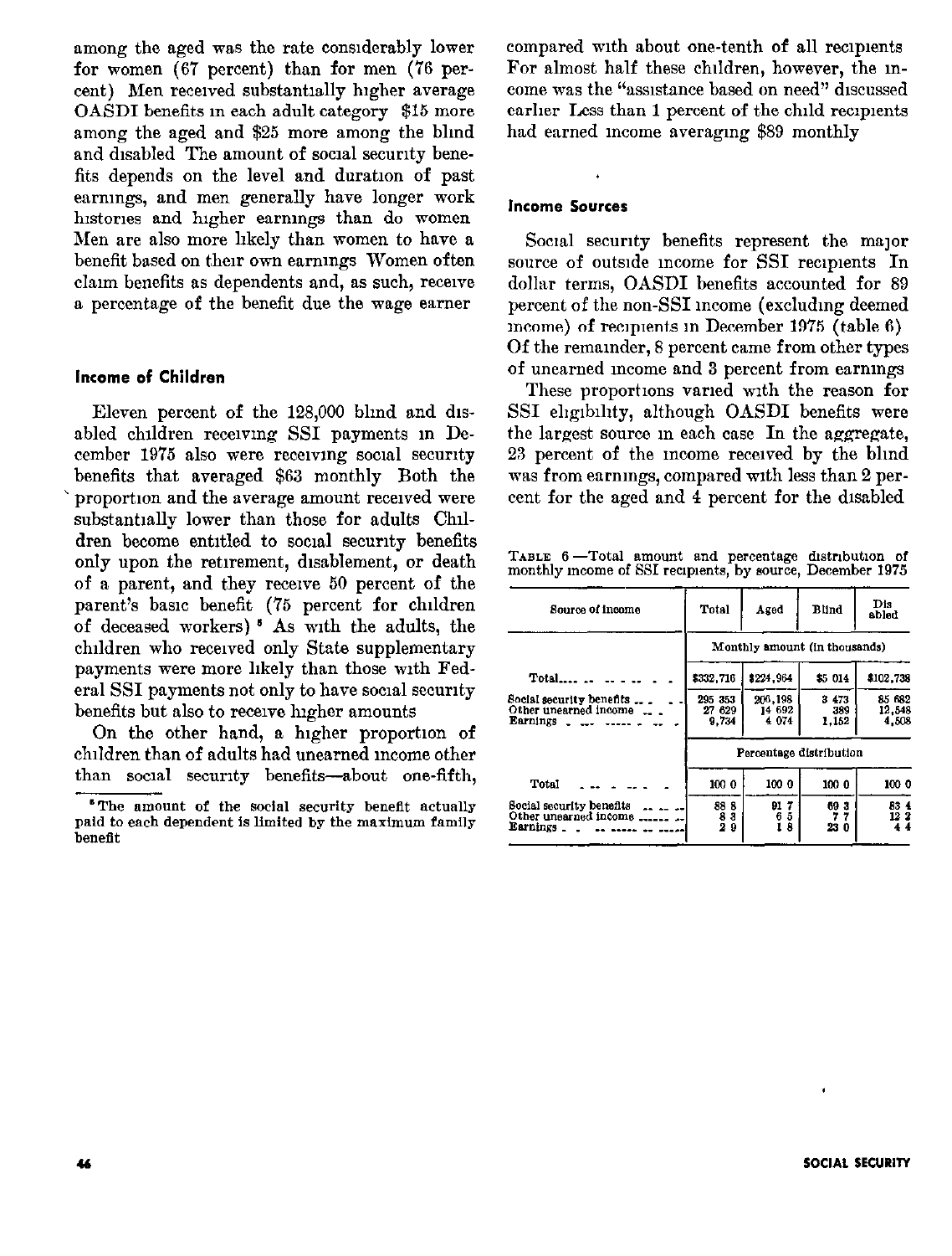among the aged was the rate considerably lower for women (67 percent) than for men (76 percent) Men received substantially higher average OASDI benefits in each adult category $15 more among the aged and $25 more among the blind and disabled The amount of social security benefits depends on the level and duration of past earnings, and men generally have longer work histories and higher earnings than do women Men are also more likely than women to have a benefit based on their own earnings Women often claim benefits as dependents and, as such, receive a percentage of the benefit due the wage earner

### Income of Children

Eleven percent of the 128,000 blind and disabled children receiving SSI payments in December 1975 also were receiving social security benefits that averaged $63 monthly Both the proportion and the average amount received were substantially lower than those for adults Children become entitled to social security benefits only upon the retirement, disablement, or death of a parent, and they receive 50 percent of the parent's basic benefit (75 percent for children of deceased workers)[6] As with the adults, the children who received only State supplementary payments were more likely than those with Federal SSI payments not only to have social security benefits but also to receive higher amounts

On the other hand, a higher proportion of children than of adults had unearned income other than social security benefits—about one-fifth, compared with about one-tenth of all recipients For almost half these children, however, the income was the "assistance based on need" discussed earlier Less than 1 percent of the child recipients had earned income averaging $89 monthly

### Income Sources

Social security benefits represent the major source of outside income for SSI recipients In dollar terms, OASDI benefits accounted for 89 percent of the non-SSI income (excluding deemed income) of recipients in December 1975 (table 6) Of the remainder, 8 percent came from other types of unearned income and 3 percent from earnings

These proportions varied with the reason for SSI eligibility, although OASDI benefits were the largest source in each case In the aggregate, 23 percent of the income received by the blind was from earnings, compared with less than 2 percent for the aged and 4 percent for the disabled

TABLE 6—Total amount and percentage distribution of monthly income of SSI recipients, by source, December 1975

| Source of income | Total | Aged | Blind | Disabled |
|---|---|---|---|---|
| | Monthly amount (in thousands) | | | |
| Total | $332,716 | $224,964 | $5 014 | $102,738 |
| Social security benefits | 295 353 | 206,198 | 3 473 | 85 682 |
| Other unearned income | 27 629 | 14 692 | 389 | 12,548 |
| Earnings | 9,734 | 4 074 | 1,152 | 4,508 |
| | Percentage distribution | | | |
| Total | 100 0 | 100 0 | 100 0 | 100 0 |
| Social security benefits | 88 8 | 91 7 | 69 3 | 83 4 |
| Other unearned income | 8 3 | 6 5 | 7 7 | 12 2 |
| Earnings | 2 9 | 1 8 | 23 0 | 4 4 |

[6] The amount of the social security benefit actually paid to each dependent is limited by the maximum family benefit